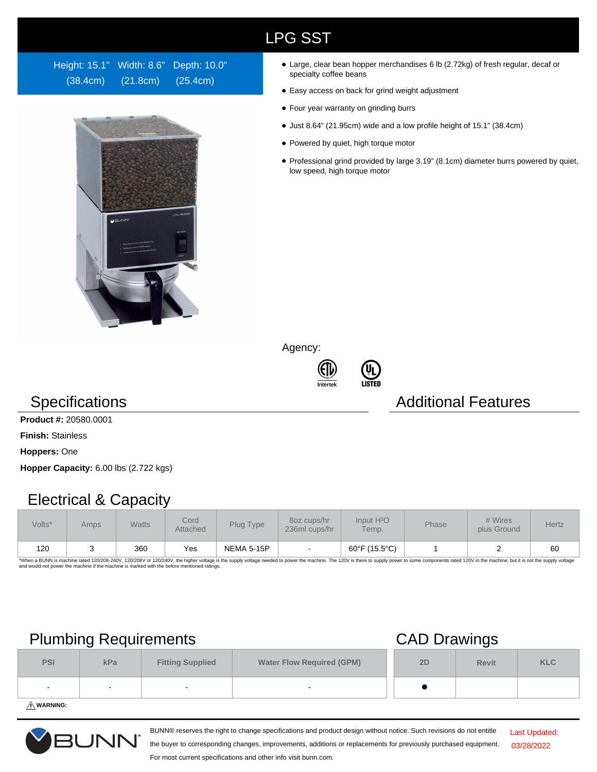# LPG SST

Height: 15.1" (38.4cm) Width: 8.6" (21.8cm) Depth: 10.0" (25.4cm)

- Large, clear bean hopper merchandises 6 lb (2.72kg) of fresh regular, decaf or specialty coffee beans
- Easy access on back for grind weight adjustment
- Four year warranty on grinding burrs
- Just 8.64" (21.95cm) wide and a low profile height of 15.1" (38.4cm)
- Powered by quiet, high torque motor
- Professional grind provided by large 3.19" (8.1cm) diameter burrs powered by quiet, low speed, high torque motor

Agency:

## Specifications

**Product #:** 20580.0001

**Finish:** Stainless

**Hoppers:** One

**Hopper Capacity:** 6.00 lbs (2.722 kgs)

## Additional Features

## Electrical & Capacity

| Volts* | Amps | Watts | Cord Attached | Plug Type | 8oz cups/hr 236ml cups/hr | Input $H_2O$ Temp. | Phase | # Wires plus Ground | Hertz |
|---|---|---|---|---|---|---|---|---|---|
| 120 | 3 | 360 | Yes | NEMA 5-15P | - | 60°F (15.5°C) | 1 | 2 | 60 |

*When a BUNN is machine rated 120/208-240V, 120/208V or 120/240V, the higher voltage is the supply voltage needed to power the machine. The 120V is there to supply power to some components rated 120V in the machine, but it is not the supply voltage and would not power the machine if the machine is marked with the before mentioned ratings.

## Plumbing Requirements

| PSI | kPa | Fitting Supplied | Water Flow Required (GPM) |
|---|---|---|---|
| - | - | - | - |

⚠ **WARNING:**

## CAD Drawings

| 2D | Revit | KLC |
|---|---|---|
| ● | | |

BUNN® reserves the right to change specifications and product design without notice. Such revisions do not entitle the buyer to corresponding changes, improvements, additions or replacements for previously purchased equipment. For most current specifications and other info visit bunn.com.

Last Updated: 03/28/2022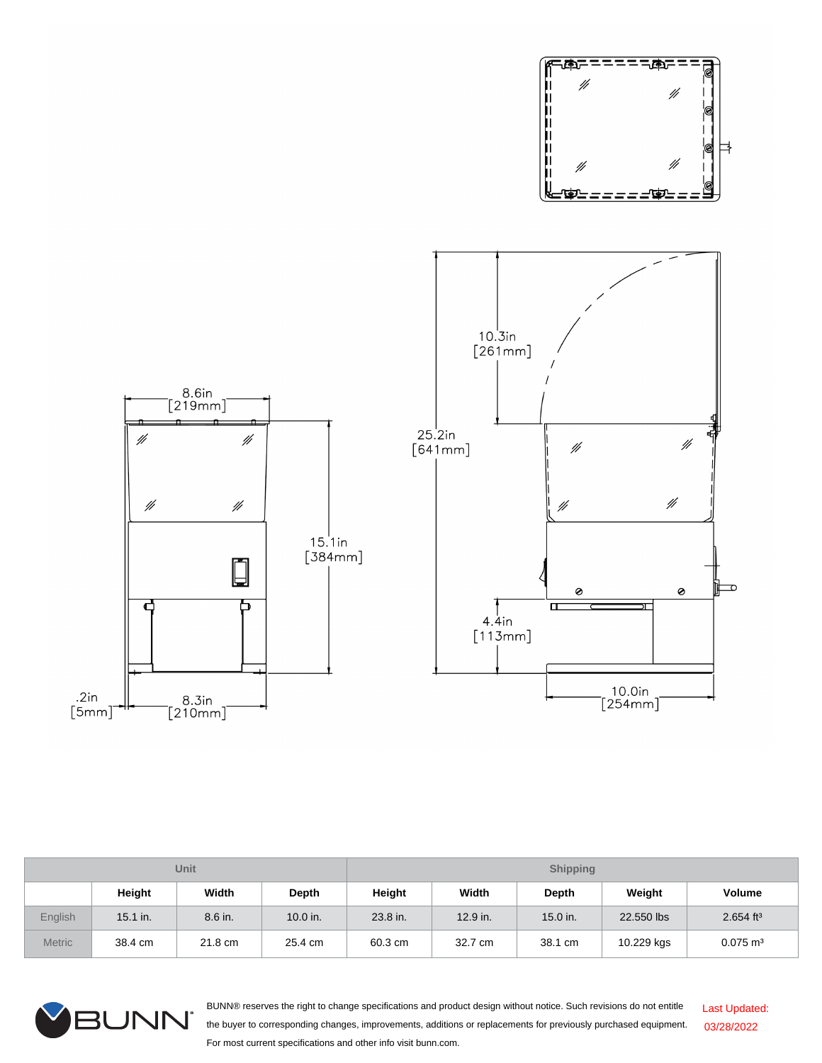| Unit | | | | Shipping | | | | | |
|---|---|---|---|---|---|---|---|---|---|
| | Height | Width | Depth | Height | Width | Depth | Weight | Volume |
| English | 15.1 in. | 8.6 in. | 10.0 in. | 23.8 in. | 12.9 in. | 15.0 in. | 22.550 lbs | 2.654 ft³ |
| Metric | 38.4 cm | 21.8 cm | 25.4 cm | 60.3 cm | 32.7 cm | 38.1 cm | 10.229 kgs | 0.075 m³ |

BUNN® reserves the right to change specifications and product design without notice. Such revisions do not entitle the buyer to corresponding changes, improvements, additions or replacements for previously purchased equipment. For most current specifications and other info visit bunn.com.

Last Updated: 03/28/2022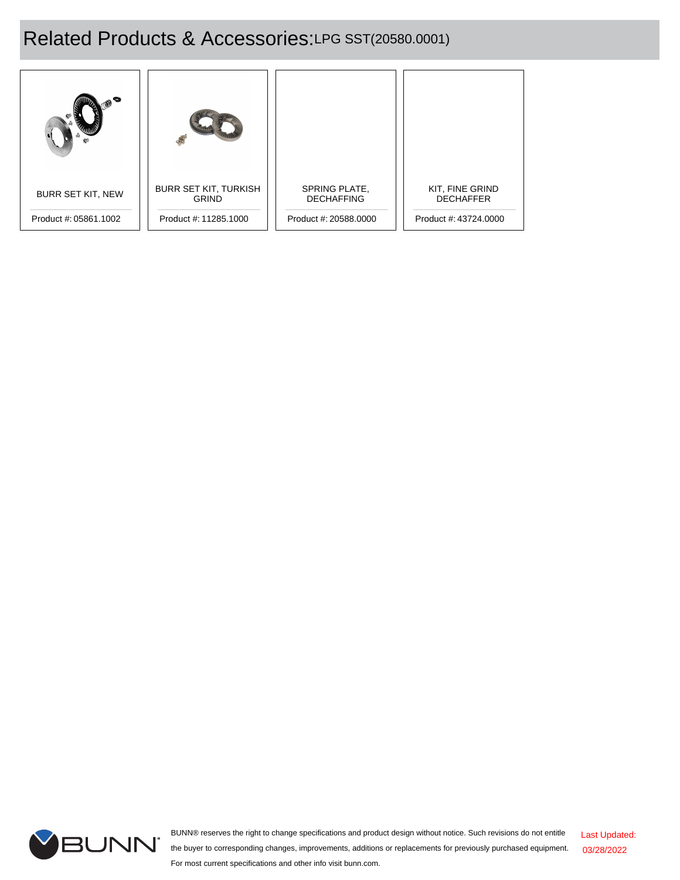# Related Products & Accessories: LPG SST(20580.0001)

| Product | Product # |
|---|---|
| BURR SET KIT, NEW | 05861.1002 |
| BURR SET KIT, TURKISH GRIND | 11285.1000 |
| SPRING PLATE, DECHAFFING | 20588.0000 |
| KIT, FINE GRIND DECHAFFER | 43724.0000 |

BUNN® reserves the right to change specifications and product design without notice. Such revisions do not entitle the buyer to corresponding changes, improvements, additions or replacements for previously purchased equipment. For most current specifications and other info visit bunn.com.

Last Updated: 03/28/2022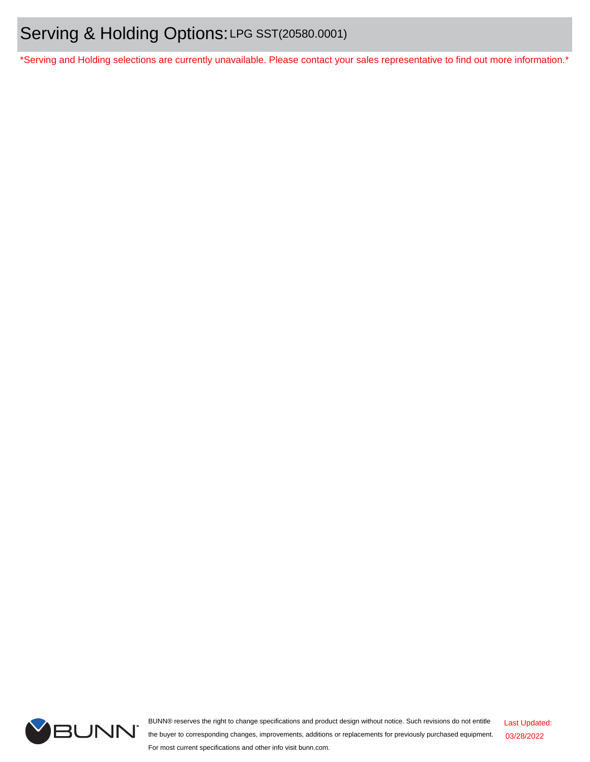# Serving & Holding Options: LPG SST(20580.0001)

*Serving and Holding selections are currently unavailable. Please contact your sales representative to find out more information.*